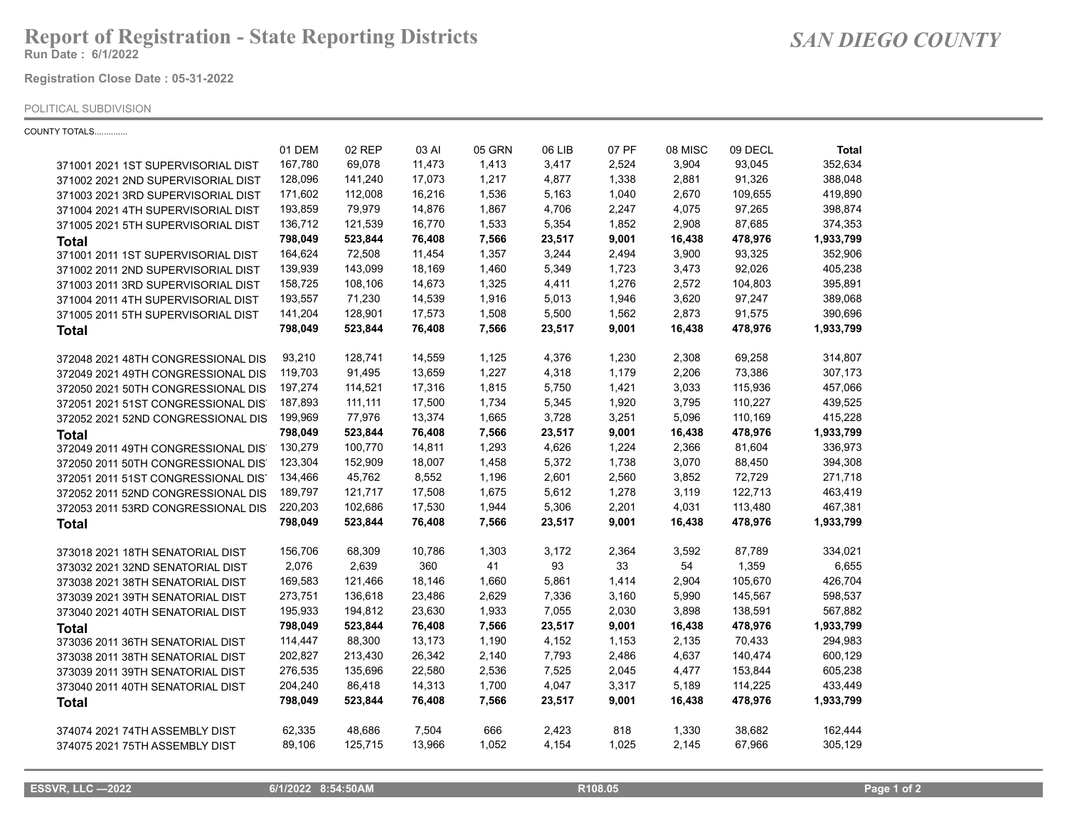# Report of Registration - State Reporting Districts

**Run Date : 6/1/2022**

***SAN DIEGO COUNTY***

**Registration Close Date : 05-31-2022**

POLITICAL SUBDIVISION

COUNTY TOTALS.............

| | 01 DEM | 02 REP | 03 AI | 05 GRN | 06 LIB | 07 PF | 08 MISC | 09 DECL | **Total** |
|---|---|---|---|---|---|---|---|---|---|
| 371001 2021 1ST SUPERVISORIAL DIST | 167,780 | 69,078 | 11,473 | 1,413 | 3,417 | 2,524 | 3,904 | 93,045 | 352,634 |
| 371002 2021 2ND SUPERVISORIAL DIST | 128,096 | 141,240 | 17,073 | 1,217 | 4,877 | 1,338 | 2,881 | 91,326 | 388,048 |
| 371003 2021 3RD SUPERVISORIAL DIST | 171,602 | 112,008 | 16,216 | 1,536 | 5,163 | 1,040 | 2,670 | 109,655 | 419,890 |
| 371004 2021 4TH SUPERVISORIAL DIST | 193,859 | 79,979 | 14,876 | 1,867 | 4,706 | 2,247 | 4,075 | 97,265 | 398,874 |
| 371005 2021 5TH SUPERVISORIAL DIST | 136,712 | 121,539 | 16,770 | 1,533 | 5,354 | 1,852 | 2,908 | 87,685 | 374,353 |
| **Total** | **798,049** | **523,844** | **76,408** | **7,566** | **23,517** | **9,001** | **16,438** | **478,976** | **1,933,799** |
| 371001 2011 1ST SUPERVISORIAL DIST | 164,624 | 72,508 | 11,454 | 1,357 | 3,244 | 2,494 | 3,900 | 93,325 | 352,906 |
| 371002 2011 2ND SUPERVISORIAL DIST | 139,939 | 143,099 | 18,169 | 1,460 | 5,349 | 1,723 | 3,473 | 92,026 | 405,238 |
| 371003 2011 3RD SUPERVISORIAL DIST | 158,725 | 108,106 | 14,673 | 1,325 | 4,411 | 1,276 | 2,572 | 104,803 | 395,891 |
| 371004 2011 4TH SUPERVISORIAL DIST | 193,557 | 71,230 | 14,539 | 1,916 | 5,013 | 1,946 | 3,620 | 97,247 | 389,068 |
| 371005 2011 5TH SUPERVISORIAL DIST | 141,204 | 128,901 | 17,573 | 1,508 | 5,500 | 1,562 | 2,873 | 91,575 | 390,696 |
| **Total** | **798,049** | **523,844** | **76,408** | **7,566** | **23,517** | **9,001** | **16,438** | **478,976** | **1,933,799** |
| 372048 2021 48TH CONGRESSIONAL DIS | 93,210 | 128,741 | 14,559 | 1,125 | 4,376 | 1,230 | 2,308 | 69,258 | 314,807 |
| 372049 2021 49TH CONGRESSIONAL DIS | 119,703 | 91,495 | 13,659 | 1,227 | 4,318 | 1,179 | 2,206 | 73,386 | 307,173 |
| 372050 2021 50TH CONGRESSIONAL DIS | 197,274 | 114,521 | 17,316 | 1,815 | 5,750 | 1,421 | 3,033 | 115,936 | 457,066 |
| 372051 2021 51ST CONGRESSIONAL DIS | 187,893 | 111,111 | 17,500 | 1,734 | 5,345 | 1,920 | 3,795 | 110,227 | 439,525 |
| 372052 2021 52ND CONGRESSIONAL DIS | 199,969 | 77,976 | 13,374 | 1,665 | 3,728 | 3,251 | 5,096 | 110,169 | 415,228 |
| **Total** | **798,049** | **523,844** | **76,408** | **7,566** | **23,517** | **9,001** | **16,438** | **478,976** | **1,933,799** |
| 372049 2011 49TH CONGRESSIONAL DIS | 130,279 | 100,770 | 14,811 | 1,293 | 4,626 | 1,224 | 2,366 | 81,604 | 336,973 |
| 372050 2011 50TH CONGRESSIONAL DIS | 123,304 | 152,909 | 18,007 | 1,458 | 5,372 | 1,738 | 3,070 | 88,450 | 394,308 |
| 372051 2011 51ST CONGRESSIONAL DIS | 134,466 | 45,762 | 8,552 | 1,196 | 2,601 | 2,560 | 3,852 | 72,729 | 271,718 |
| 372052 2011 52ND CONGRESSIONAL DIS | 189,797 | 121,717 | 17,508 | 1,675 | 5,612 | 1,278 | 3,119 | 122,713 | 463,419 |
| 372053 2011 53RD CONGRESSIONAL DIS | 220,203 | 102,686 | 17,530 | 1,944 | 5,306 | 2,201 | 4,031 | 113,480 | 467,381 |
| **Total** | **798,049** | **523,844** | **76,408** | **7,566** | **23,517** | **9,001** | **16,438** | **478,976** | **1,933,799** |
| 373018 2021 18TH SENATORIAL DIST | 156,706 | 68,309 | 10,786 | 1,303 | 3,172 | 2,364 | 3,592 | 87,789 | 334,021 |
| 373032 2021 32ND SENATORIAL DIST | 2,076 | 2,639 | 360 | 41 | 93 | 33 | 54 | 1,359 | 6,655 |
| 373038 2021 38TH SENATORIAL DIST | 169,583 | 121,466 | 18,146 | 1,660 | 5,861 | 1,414 | 2,904 | 105,670 | 426,704 |
| 373039 2021 39TH SENATORIAL DIST | 273,751 | 136,618 | 23,486 | 2,629 | 7,336 | 3,160 | 5,990 | 145,567 | 598,537 |
| 373040 2021 40TH SENATORIAL DIST | 195,933 | 194,812 | 23,630 | 1,933 | 7,055 | 2,030 | 3,898 | 138,591 | 567,882 |
| **Total** | **798,049** | **523,844** | **76,408** | **7,566** | **23,517** | **9,001** | **16,438** | **478,976** | **1,933,799** |
| 373036 2011 36TH SENATORIAL DIST | 114,447 | 88,300 | 13,173 | 1,190 | 4,152 | 1,153 | 2,135 | 70,433 | 294,983 |
| 373038 2011 38TH SENATORIAL DIST | 202,827 | 213,430 | 26,342 | 2,140 | 7,793 | 2,486 | 4,637 | 140,474 | 600,129 |
| 373039 2011 39TH SENATORIAL DIST | 276,535 | 135,696 | 22,580 | 2,536 | 7,525 | 2,045 | 4,477 | 153,844 | 605,238 |
| 373040 2011 40TH SENATORIAL DIST | 204,240 | 86,418 | 14,313 | 1,700 | 4,047 | 3,317 | 5,189 | 114,225 | 433,449 |
| **Total** | **798,049** | **523,844** | **76,408** | **7,566** | **23,517** | **9,001** | **16,438** | **478,976** | **1,933,799** |
| 374074 2021 74TH ASSEMBLY DIST | 62,335 | 48,686 | 7,504 | 666 | 2,423 | 818 | 1,330 | 38,682 | 162,444 |
| 374075 2021 75TH ASSEMBLY DIST | 89,106 | 125,715 | 13,966 | 1,052 | 4,154 | 1,025 | 2,145 | 67,966 | 305,129 |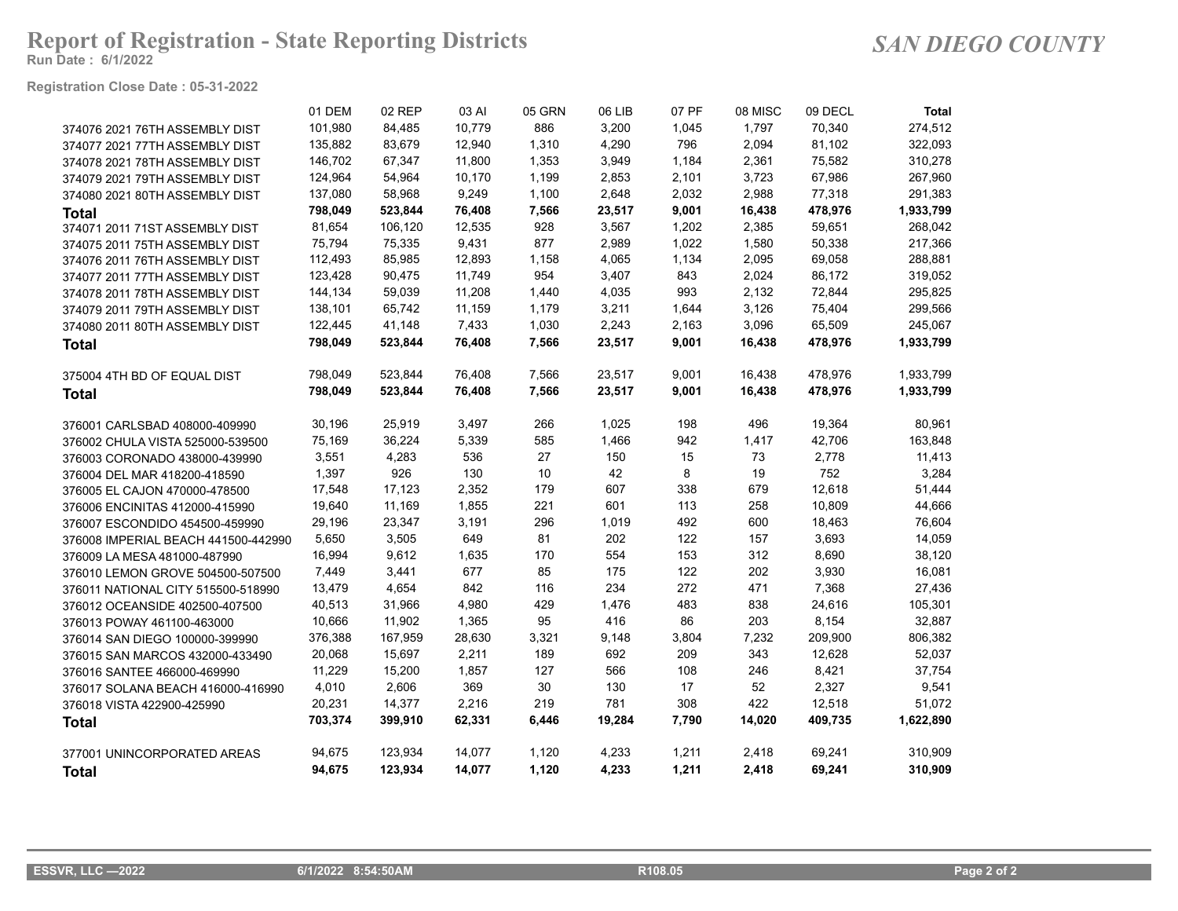# Report of Registration - State Reporting Districts

**Run Date : 6/1/2022**

*SAN DIEGO COUNTY*

**Registration Close Date : 05-31-2022**

| | 01 DEM | 02 REP | 03 AI | 05 GRN | 06 LIB | 07 PF | 08 MISC | 09 DECL | Total |
|---|---|---|---|---|---|---|---|---|---|
| 374076 2021 76TH ASSEMBLY DIST | 101,980 | 84,485 | 10,779 | 886 | 3,200 | 1,045 | 1,797 | 70,340 | 274,512 |
| 374077 2021 77TH ASSEMBLY DIST | 135,882 | 83,679 | 12,940 | 1,310 | 4,290 | 796 | 2,094 | 81,102 | 322,093 |
| 374078 2021 78TH ASSEMBLY DIST | 146,702 | 67,347 | 11,800 | 1,353 | 3,949 | 1,184 | 2,361 | 75,582 | 310,278 |
| 374079 2021 79TH ASSEMBLY DIST | 124,964 | 54,964 | 10,170 | 1,199 | 2,853 | 2,101 | 3,723 | 67,986 | 267,960 |
| 374080 2021 80TH ASSEMBLY DIST | 137,080 | 58,968 | 9,249 | 1,100 | 2,648 | 2,032 | 2,988 | 77,318 | 291,383 |
| **Total** | **798,049** | **523,844** | **76,408** | **7,566** | **23,517** | **9,001** | **16,438** | **478,976** | **1,933,799** |
| 374071 2011 71ST ASSEMBLY DIST | 81,654 | 106,120 | 12,535 | 928 | 3,567 | 1,202 | 2,385 | 59,651 | 268,042 |
| 374075 2011 75TH ASSEMBLY DIST | 75,794 | 75,335 | 9,431 | 877 | 2,989 | 1,022 | 1,580 | 50,338 | 217,366 |
| 374076 2011 76TH ASSEMBLY DIST | 112,493 | 85,985 | 12,893 | 1,158 | 4,065 | 1,134 | 2,095 | 69,058 | 288,881 |
| 374077 2011 77TH ASSEMBLY DIST | 123,428 | 90,475 | 11,749 | 954 | 3,407 | 843 | 2,024 | 86,172 | 319,052 |
| 374078 2011 78TH ASSEMBLY DIST | 144,134 | 59,039 | 11,208 | 1,440 | 4,035 | 993 | 2,132 | 72,844 | 295,825 |
| 374079 2011 79TH ASSEMBLY DIST | 138,101 | 65,742 | 11,159 | 1,179 | 3,211 | 1,644 | 3,126 | 75,404 | 299,566 |
| 374080 2011 80TH ASSEMBLY DIST | 122,445 | 41,148 | 7,433 | 1,030 | 2,243 | 2,163 | 3,096 | 65,509 | 245,067 |
| **Total** | **798,049** | **523,844** | **76,408** | **7,566** | **23,517** | **9,001** | **16,438** | **478,976** | **1,933,799** |
| 375004 4TH BD OF EQUAL DIST | 798,049 | 523,844 | 76,408 | 7,566 | 23,517 | 9,001 | 16,438 | 478,976 | 1,933,799 |
| **Total** | **798,049** | **523,844** | **76,408** | **7,566** | **23,517** | **9,001** | **16,438** | **478,976** | **1,933,799** |
| 376001 CARLSBAD 408000-409990 | 30,196 | 25,919 | 3,497 | 266 | 1,025 | 198 | 496 | 19,364 | 80,961 |
| 376002 CHULA VISTA 525000-539500 | 75,169 | 36,224 | 5,339 | 585 | 1,466 | 942 | 1,417 | 42,706 | 163,848 |
| 376003 CORONADO 438000-439990 | 3,551 | 4,283 | 536 | 27 | 150 | 15 | 73 | 2,778 | 11,413 |
| 376004 DEL MAR 418200-418590 | 1,397 | 926 | 130 | 10 | 42 | 8 | 19 | 752 | 3,284 |
| 376005 EL CAJON 470000-478500 | 17,548 | 17,123 | 2,352 | 179 | 607 | 338 | 679 | 12,618 | 51,444 |
| 376006 ENCINITAS 412000-415990 | 19,640 | 11,169 | 1,855 | 221 | 601 | 113 | 258 | 10,809 | 44,666 |
| 376007 ESCONDIDO 454500-459990 | 29,196 | 23,347 | 3,191 | 296 | 1,019 | 492 | 600 | 18,463 | 76,604 |
| 376008 IMPERIAL BEACH 441500-442990 | 5,650 | 3,505 | 649 | 81 | 202 | 122 | 157 | 3,693 | 14,059 |
| 376009 LA MESA 481000-487990 | 16,994 | 9,612 | 1,635 | 170 | 554 | 153 | 312 | 8,690 | 38,120 |
| 376010 LEMON GROVE 504500-507500 | 7,449 | 3,441 | 677 | 85 | 175 | 122 | 202 | 3,930 | 16,081 |
| 376011 NATIONAL CITY 515500-518990 | 13,479 | 4,654 | 842 | 116 | 234 | 272 | 471 | 7,368 | 27,436 |
| 376012 OCEANSIDE 402500-407500 | 40,513 | 31,966 | 4,980 | 429 | 1,476 | 483 | 838 | 24,616 | 105,301 |
| 376013 POWAY 461100-463000 | 10,666 | 11,902 | 1,365 | 95 | 416 | 86 | 203 | 8,154 | 32,887 |
| 376014 SAN DIEGO 100000-399990 | 376,388 | 167,959 | 28,630 | 3,321 | 9,148 | 3,804 | 7,232 | 209,900 | 806,382 |
| 376015 SAN MARCOS 432000-433490 | 20,068 | 15,697 | 2,211 | 189 | 692 | 209 | 343 | 12,628 | 52,037 |
| 376016 SANTEE 466000-469990 | 11,229 | 15,200 | 1,857 | 127 | 566 | 108 | 246 | 8,421 | 37,754 |
| 376017 SOLANA BEACH 416000-416990 | 4,010 | 2,606 | 369 | 30 | 130 | 17 | 52 | 2,327 | 9,541 |
| 376018 VISTA 422900-425990 | 20,231 | 14,377 | 2,216 | 219 | 781 | 308 | 422 | 12,518 | 51,072 |
| **Total** | **703,374** | **399,910** | **62,331** | **6,446** | **19,284** | **7,790** | **14,020** | **409,735** | **1,622,890** |
| 377001 UNINCORPORATED AREAS | 94,675 | 123,934 | 14,077 | 1,120 | 4,233 | 1,211 | 2,418 | 69,241 | 310,909 |
| **Total** | **94,675** | **123,934** | **14,077** | **1,120** | **4,233** | **1,211** | **2,418** | **69,241** | **310,909** |

ESSVR, LLC —2022 | 6/1/2022 8:54:50AM | R108.05